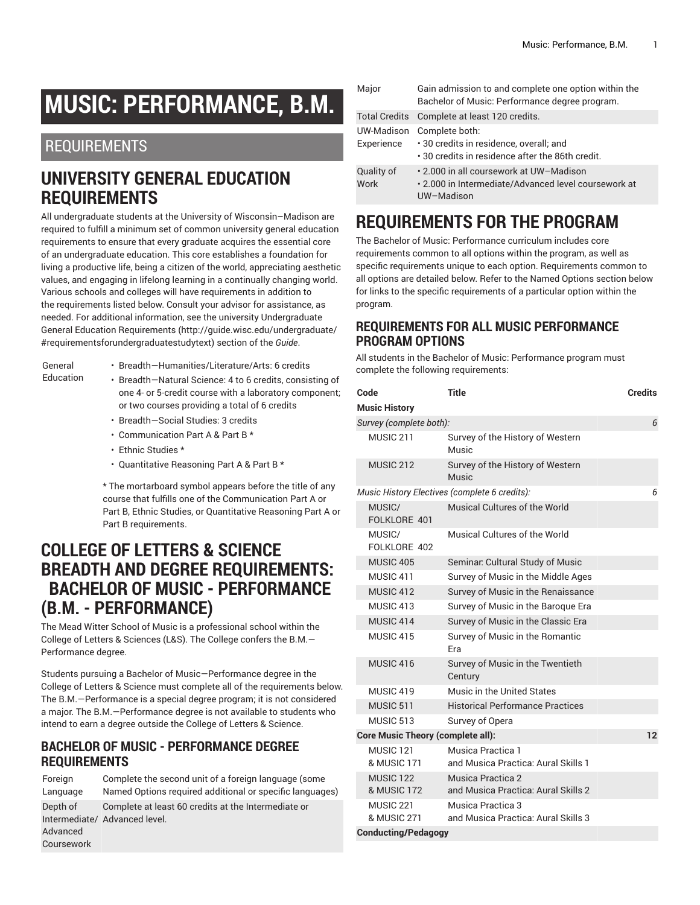# MUSIC: PERFORMANCE, B.M.

## REQUIREMENTS

## UNIVERSITY GENERAL EDUCATION REQUIREMENTS

All undergraduate students at the University of Wisconsin–Madison are required to fulfill a minimum set of common university general education requirements to ensure that every graduate acquires the essential core of an undergraduate education. This core establishes a foundation for living a productive life, being a citizen of the world, appreciating aesthetic values, and engaging in lifelong learning in a continually changing world. Various schools and colleges will have requirements in addition to the requirements listed below. Consult your advisor for assistance, as needed. For additional information, see the university Undergraduate General Education Requirements (http://guide.wisc.edu/undergraduate/#requirementsforundergraduatestudytext) section of the *Guide*.

| | |
|---|---|
| General Education | • Breadth—Humanities/Literature/Arts: 6 credits<br>• Breadth—Natural Science: 4 to 6 credits, consisting of one 4- or 5-credit course with a laboratory component; or two courses providing a total of 6 credits<br>• Breadth—Social Studies: 3 credits<br>• Communication Part A & Part B *<br>• Ethnic Studies *<br>• Quantitative Reasoning Part A & Part B *<br><br>* The mortarboard symbol appears before the title of any course that fulfills one of the Communication Part A or Part B, Ethnic Studies, or Quantitative Reasoning Part A or Part B requirements. |

## COLLEGE OF LETTERS & SCIENCE BREADTH AND DEGREE REQUIREMENTS: BACHELOR OF MUSIC - PERFORMANCE (B.M. - PERFORMANCE)

The Mead Witter School of Music is a professional school within the College of Letters & Sciences (L&S). The College confers the B.M.—Performance degree.

Students pursuing a Bachelor of Music—Performance degree in the College of Letters & Science must complete all of the requirements below. The B.M.—Performance is a special degree program; it is not considered a major. The B.M.—Performance degree is not available to students who intend to earn a degree outside the College of Letters & Science.

### BACHELOR OF MUSIC - PERFORMANCE DEGREE REQUIREMENTS

| | |
|---|---|
| Foreign Language | Complete the second unit of a foreign language (some Named Options required additional or specific languages) |
| Depth of Intermediate/ Advanced Coursework | Complete at least 60 credits at the Intermediate or Advanced level. |
| Major | Gain admission to and complete one option within the Bachelor of Music: Performance degree program. |
| Total Credits | Complete at least 120 credits. |
| UW-Madison Experience | Complete both:<br>• 30 credits in residence, overall; and<br>• 30 credits in residence after the 86th credit. |
| Quality of Work | • 2.000 in all coursework at UW–Madison<br>• 2.000 in Intermediate/Advanced level coursework at UW–Madison |

## REQUIREMENTS FOR THE PROGRAM

The Bachelor of Music: Performance curriculum includes core requirements common to all options within the program, as well as specific requirements unique to each option. Requirements common to all options are detailed below. Refer to the Named Options section below for links to the specific requirements of a particular option within the program.

### REQUIREMENTS FOR ALL MUSIC PERFORMANCE PROGRAM OPTIONS

All students in the Bachelor of Music: Performance program must complete the following requirements:

| Code | Title | Credits |
|---|---|---|
| **Music History** | | |
| *Survey (complete both):* | | 6 |
| MUSIC 211 | Survey of the History of Western Music | |
| MUSIC 212 | Survey of the History of Western Music | |
| *Music History Electives (complete 6 credits):* | | 6 |
| MUSIC/ FOLKLORE 401 | Musical Cultures of the World | |
| MUSIC/ FOLKLORE 402 | Musical Cultures of the World | |
| MUSIC 405 | Seminar: Cultural Study of Music | |
| MUSIC 411 | Survey of Music in the Middle Ages | |
| MUSIC 412 | Survey of Music in the Renaissance | |
| MUSIC 413 | Survey of Music in the Baroque Era | |
| MUSIC 414 | Survey of Music in the Classic Era | |
| MUSIC 415 | Survey of Music in the Romantic Era | |
| MUSIC 416 | Survey of Music in the Twentieth Century | |
| MUSIC 419 | Music in the United States | |
| MUSIC 511 | Historical Performance Practices | |
| MUSIC 513 | Survey of Opera | |
| **Core Music Theory (complete all):** | | **12** |
| MUSIC 121 & MUSIC 171 | Musica Practica 1 and Musica Practica: Aural Skills 1 | |
| MUSIC 122 & MUSIC 172 | Musica Practica 2 and Musica Practica: Aural Skills 2 | |
| MUSIC 221 & MUSIC 271 | Musica Practica 3 and Musica Practica: Aural Skills 3 | |
| **Conducting/Pedagogy** | | |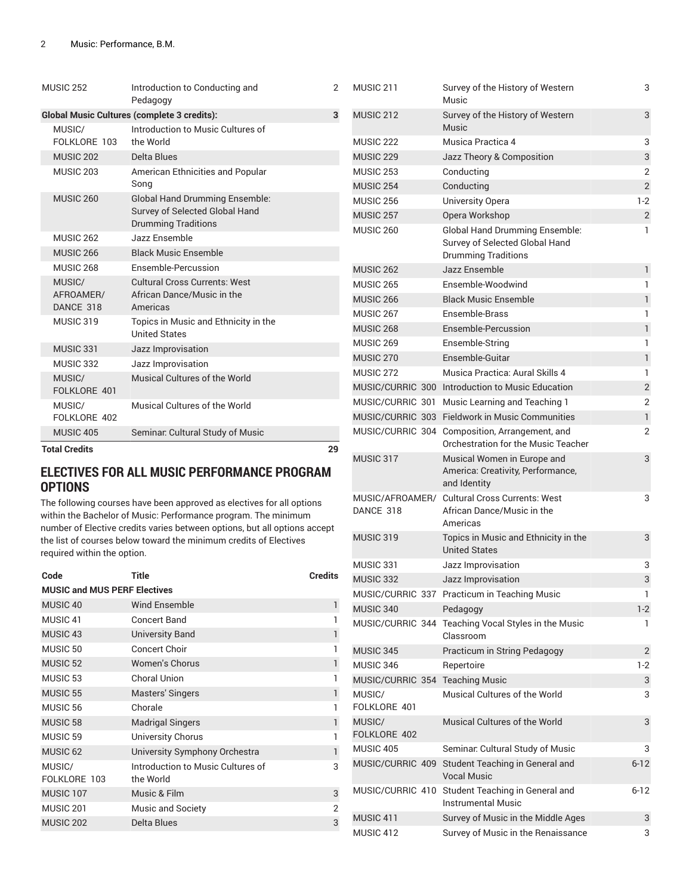| | | |
|---|---|---|
| MUSIC 252 | Introduction to Conducting and Pedagogy | 2 |
| **Global Music Cultures (complete 3 credits):** | | **3** |
| MUSIC/FOLKLORE 103 | Introduction to Music Cultures of the World | |
| MUSIC 202 | Delta Blues | |
| MUSIC 203 | American Ethnicities and Popular Song | |
| MUSIC 260 | Global Hand Drumming Ensemble: Survey of Selected Global Hand Drumming Traditions | |
| MUSIC 262 | Jazz Ensemble | |
| MUSIC 266 | Black Music Ensemble | |
| MUSIC 268 | Ensemble-Percussion | |
| MUSIC/AFROAMER/DANCE 318 | Cultural Cross Currents: West African Dance/Music in the Americas | |
| MUSIC 319 | Topics in Music and Ethnicity in the United States | |
| MUSIC 331 | Jazz Improvisation | |
| MUSIC 332 | Jazz Improvisation | |
| MUSIC/FOLKLORE 401 | Musical Cultures of the World | |
| MUSIC/FOLKLORE 402 | Musical Cultures of the World | |
| MUSIC 405 | Seminar: Cultural Study of Music | |
| **Total Credits** | | **29** |

## ELECTIVES FOR ALL MUSIC PERFORMANCE PROGRAM OPTIONS

The following courses have been approved as electives for all options within the Bachelor of Music: Performance program. The minimum number of Elective credits varies between options, but all options accept the list of courses below toward the minimum credits of Electives required within the option.

| Code | Title | Credits |
|---|---|---|
| **MUSIC and MUS PERF Electives** | | |
| MUSIC 40 | Wind Ensemble | 1 |
| MUSIC 41 | Concert Band | 1 |
| MUSIC 43 | University Band | 1 |
| MUSIC 50 | Concert Choir | 1 |
| MUSIC 52 | Women's Chorus | 1 |
| MUSIC 53 | Choral Union | 1 |
| MUSIC 55 | Masters' Singers | 1 |
| MUSIC 56 | Chorale | 1 |
| MUSIC 58 | Madrigal Singers | 1 |
| MUSIC 59 | University Chorus | 1 |
| MUSIC 62 | University Symphony Orchestra | 1 |
| MUSIC/FOLKLORE 103 | Introduction to Music Cultures of the World | 3 |
| MUSIC 107 | Music & Film | 3 |
| MUSIC 201 | Music and Society | 2 |
| MUSIC 202 | Delta Blues | 3 |
| MUSIC 211 | Survey of the History of Western Music | 3 |
| MUSIC 212 | Survey of the History of Western Music | 3 |
| MUSIC 222 | Musica Practica 4 | 3 |
| MUSIC 229 | Jazz Theory & Composition | 3 |
| MUSIC 253 | Conducting | 2 |
| MUSIC 254 | Conducting | 2 |
| MUSIC 256 | University Opera | 1-2 |
| MUSIC 257 | Opera Workshop | 2 |
| MUSIC 260 | Global Hand Drumming Ensemble: Survey of Selected Global Hand Drumming Traditions | 1 |
| MUSIC 262 | Jazz Ensemble | 1 |
| MUSIC 265 | Ensemble-Woodwind | 1 |
| MUSIC 266 | Black Music Ensemble | 1 |
| MUSIC 267 | Ensemble-Brass | 1 |
| MUSIC 268 | Ensemble-Percussion | 1 |
| MUSIC 269 | Ensemble-String | 1 |
| MUSIC 270 | Ensemble-Guitar | 1 |
| MUSIC 272 | Musica Practica: Aural Skills 4 | 1 |
| MUSIC/CURRIC 300 | Introduction to Music Education | 2 |
| MUSIC/CURRIC 301 | Music Learning and Teaching 1 | 2 |
| MUSIC/CURRIC 303 | Fieldwork in Music Communities | 1 |
| MUSIC/CURRIC 304 | Composition, Arrangement, and Orchestration for the Music Teacher | 2 |
| MUSIC 317 | Musical Women in Europe and America: Creativity, Performance, and Identity | 3 |
| MUSIC/AFROAMER/DANCE 318 | Cultural Cross Currents: West African Dance/Music in the Americas | 3 |
| MUSIC 319 | Topics in Music and Ethnicity in the United States | 3 |
| MUSIC 331 | Jazz Improvisation | 3 |
| MUSIC 332 | Jazz Improvisation | 3 |
| MUSIC/CURRIC 337 | Practicum in Teaching Music | 1 |
| MUSIC 340 | Pedagogy | 1-2 |
| MUSIC/CURRIC 344 | Teaching Vocal Styles in the Music Classroom | 1 |
| MUSIC 345 | Practicum in String Pedagogy | 2 |
| MUSIC 346 | Repertoire | 1-2 |
| MUSIC/CURRIC 354 | Teaching Music | 3 |
| MUSIC/FOLKLORE 401 | Musical Cultures of the World | 3 |
| MUSIC/FOLKLORE 402 | Musical Cultures of the World | 3 |
| MUSIC 405 | Seminar: Cultural Study of Music | 3 |
| MUSIC/CURRIC 409 | Student Teaching in General and Vocal Music | 6-12 |
| MUSIC/CURRIC 410 | Student Teaching in General and Instrumental Music | 6-12 |
| MUSIC 411 | Survey of Music in the Middle Ages | 3 |
| MUSIC 412 | Survey of Music in the Renaissance | 3 |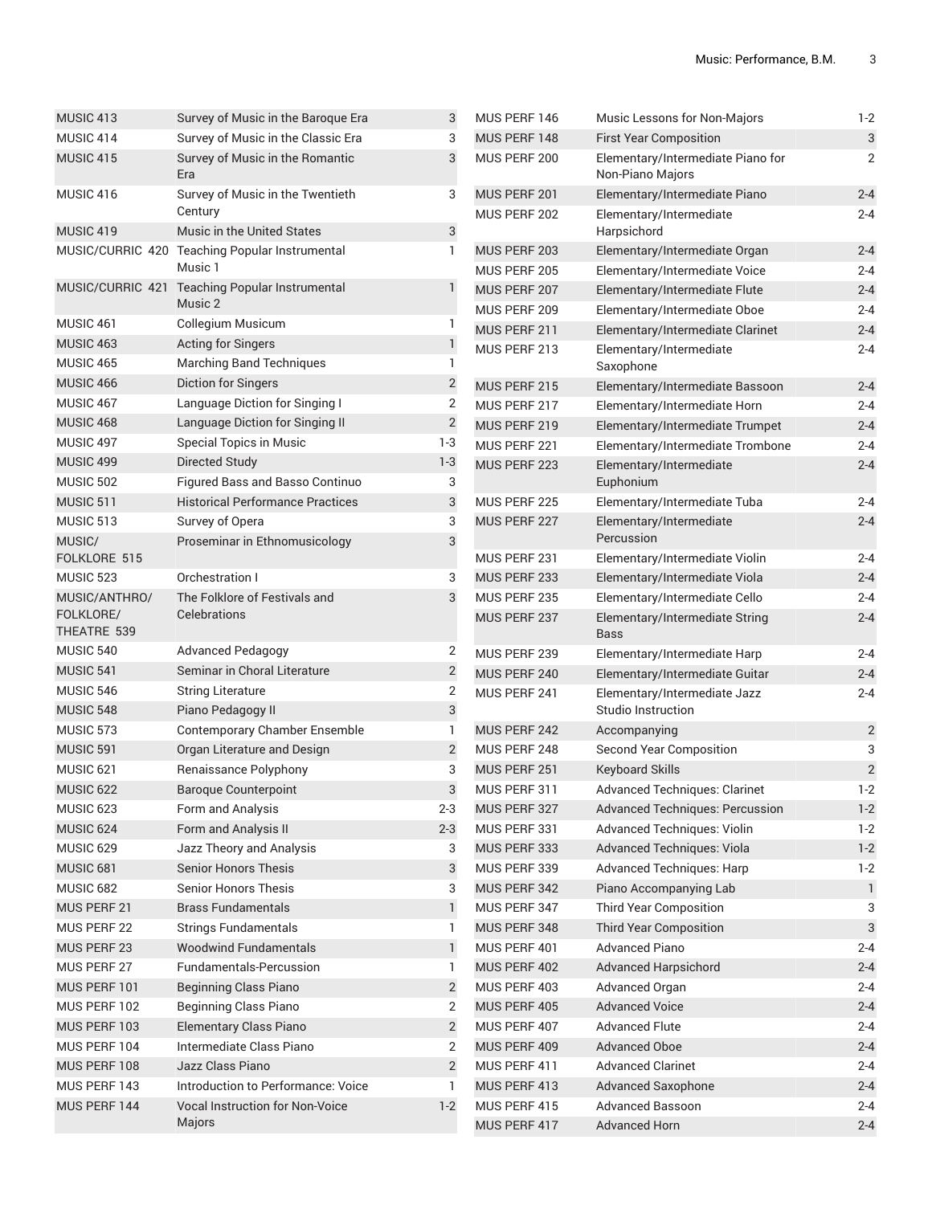| | | |
|---|---|---|
| MUSIC 413 | Survey of Music in the Baroque Era | 3 |
| MUSIC 414 | Survey of Music in the Classic Era | 3 |
| MUSIC 415 | Survey of Music in the Romantic Era | 3 |
| MUSIC 416 | Survey of Music in the Twentieth Century | 3 |
| MUSIC 419 | Music in the United States | 3 |
| MUSIC/CURRIC 420 | Teaching Popular Instrumental Music 1 | 1 |
| MUSIC/CURRIC 421 | Teaching Popular Instrumental Music 2 | 1 |
| MUSIC 461 | Collegium Musicum | 1 |
| MUSIC 463 | Acting for Singers | 1 |
| MUSIC 465 | Marching Band Techniques | 1 |
| MUSIC 466 | Diction for Singers | 2 |
| MUSIC 467 | Language Diction for Singing I | 2 |
| MUSIC 468 | Language Diction for Singing II | 2 |
| MUSIC 497 | Special Topics in Music | 1-3 |
| MUSIC 499 | Directed Study | 1-3 |
| MUSIC 502 | Figured Bass and Basso Continuo | 3 |
| MUSIC 511 | Historical Performance Practices | 3 |
| MUSIC 513 | Survey of Opera | 3 |
| MUSIC/ FOLKLORE 515 | Proseminar in Ethnomusicology | 3 |
| MUSIC 523 | Orchestration I | 3 |
| MUSIC/ANTHRO/ FOLKLORE/ THEATRE 539 | The Folklore of Festivals and Celebrations | 3 |
| MUSIC 540 | Advanced Pedagogy | 2 |
| MUSIC 541 | Seminar in Choral Literature | 2 |
| MUSIC 546 | String Literature | 2 |
| MUSIC 548 | Piano Pedagogy II | 3 |
| MUSIC 573 | Contemporary Chamber Ensemble | 1 |
| MUSIC 591 | Organ Literature and Design | 2 |
| MUSIC 621 | Renaissance Polyphony | 3 |
| MUSIC 622 | Baroque Counterpoint | 3 |
| MUSIC 623 | Form and Analysis | 2-3 |
| MUSIC 624 | Form and Analysis II | 2-3 |
| MUSIC 629 | Jazz Theory and Analysis | 3 |
| MUSIC 681 | Senior Honors Thesis | 3 |
| MUSIC 682 | Senior Honors Thesis | 3 |
| MUS PERF 21 | Brass Fundamentals | 1 |
| MUS PERF 22 | Strings Fundamentals | 1 |
| MUS PERF 23 | Woodwind Fundamentals | 1 |
| MUS PERF 27 | Fundamentals-Percussion | 1 |
| MUS PERF 101 | Beginning Class Piano | 2 |
| MUS PERF 102 | Beginning Class Piano | 2 |
| MUS PERF 103 | Elementary Class Piano | 2 |
| MUS PERF 104 | Intermediate Class Piano | 2 |
| MUS PERF 108 | Jazz Class Piano | 2 |
| MUS PERF 143 | Introduction to Performance: Voice | 1 |
| MUS PERF 144 | Vocal Instruction for Non-Voice Majors | 1-2 |
| MUS PERF 146 | Music Lessons for Non-Majors | 1-2 |
| MUS PERF 148 | First Year Composition | 3 |
| MUS PERF 200 | Elementary/Intermediate Piano for Non-Piano Majors | 2 |
| MUS PERF 201 | Elementary/Intermediate Piano | 2-4 |
| MUS PERF 202 | Elementary/Intermediate Harpsichord | 2-4 |
| MUS PERF 203 | Elementary/Intermediate Organ | 2-4 |
| MUS PERF 205 | Elementary/Intermediate Voice | 2-4 |
| MUS PERF 207 | Elementary/Intermediate Flute | 2-4 |
| MUS PERF 209 | Elementary/Intermediate Oboe | 2-4 |
| MUS PERF 211 | Elementary/Intermediate Clarinet | 2-4 |
| MUS PERF 213 | Elementary/Intermediate Saxophone | 2-4 |
| MUS PERF 215 | Elementary/Intermediate Bassoon | 2-4 |
| MUS PERF 217 | Elementary/Intermediate Horn | 2-4 |
| MUS PERF 219 | Elementary/Intermediate Trumpet | 2-4 |
| MUS PERF 221 | Elementary/Intermediate Trombone | 2-4 |
| MUS PERF 223 | Elementary/Intermediate Euphonium | 2-4 |
| MUS PERF 225 | Elementary/Intermediate Tuba | 2-4 |
| MUS PERF 227 | Elementary/Intermediate Percussion | 2-4 |
| MUS PERF 231 | Elementary/Intermediate Violin | 2-4 |
| MUS PERF 233 | Elementary/Intermediate Viola | 2-4 |
| MUS PERF 235 | Elementary/Intermediate Cello | 2-4 |
| MUS PERF 237 | Elementary/Intermediate String Bass | 2-4 |
| MUS PERF 239 | Elementary/Intermediate Harp | 2-4 |
| MUS PERF 240 | Elementary/Intermediate Guitar | 2-4 |
| MUS PERF 241 | Elementary/Intermediate Jazz Studio Instruction | 2-4 |
| MUS PERF 242 | Accompanying | 2 |
| MUS PERF 248 | Second Year Composition | 3 |
| MUS PERF 251 | Keyboard Skills | 2 |
| MUS PERF 311 | Advanced Techniques: Clarinet | 1-2 |
| MUS PERF 327 | Advanced Techniques: Percussion | 1-2 |
| MUS PERF 331 | Advanced Techniques: Violin | 1-2 |
| MUS PERF 333 | Advanced Techniques: Viola | 1-2 |
| MUS PERF 339 | Advanced Techniques: Harp | 1-2 |
| MUS PERF 342 | Piano Accompanying Lab | 1 |
| MUS PERF 347 | Third Year Composition | 3 |
| MUS PERF 348 | Third Year Composition | 3 |
| MUS PERF 401 | Advanced Piano | 2-4 |
| MUS PERF 402 | Advanced Harpsichord | 2-4 |
| MUS PERF 403 | Advanced Organ | 2-4 |
| MUS PERF 405 | Advanced Voice | 2-4 |
| MUS PERF 407 | Advanced Flute | 2-4 |
| MUS PERF 409 | Advanced Oboe | 2-4 |
| MUS PERF 411 | Advanced Clarinet | 2-4 |
| MUS PERF 413 | Advanced Saxophone | 2-4 |
| MUS PERF 415 | Advanced Bassoon | 2-4 |
| MUS PERF 417 | Advanced Horn | 2-4 |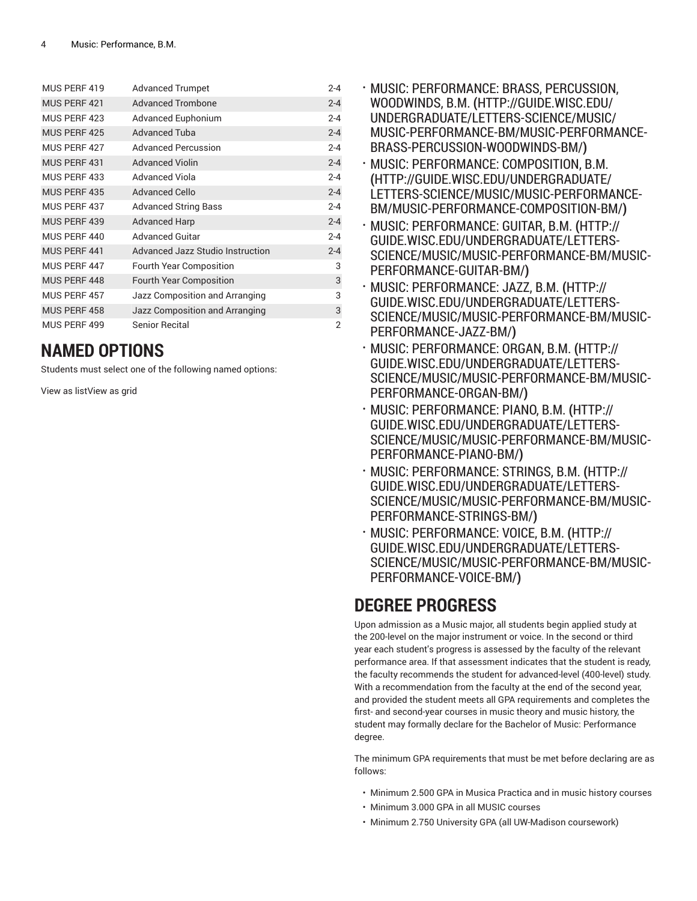| | | |
|---|---|---|
| MUS PERF 419 | Advanced Trumpet | 2-4 |
| MUS PERF 421 | Advanced Trombone | 2-4 |
| MUS PERF 423 | Advanced Euphonium | 2-4 |
| MUS PERF 425 | Advanced Tuba | 2-4 |
| MUS PERF 427 | Advanced Percussion | 2-4 |
| MUS PERF 431 | Advanced Violin | 2-4 |
| MUS PERF 433 | Advanced Viola | 2-4 |
| MUS PERF 435 | Advanced Cello | 2-4 |
| MUS PERF 437 | Advanced String Bass | 2-4 |
| MUS PERF 439 | Advanced Harp | 2-4 |
| MUS PERF 440 | Advanced Guitar | 2-4 |
| MUS PERF 441 | Advanced Jazz Studio Instruction | 2-4 |
| MUS PERF 447 | Fourth Year Composition | 3 |
| MUS PERF 448 | Fourth Year Composition | 3 |
| MUS PERF 457 | Jazz Composition and Arranging | 3 |
| MUS PERF 458 | Jazz Composition and Arranging | 3 |
| MUS PERF 499 | Senior Recital | 2 |

## NAMED OPTIONS

Students must select one of the following named options:

View as listView as grid

- MUSIC: PERFORMANCE: BRASS, PERCUSSION, WOODWINDS, B.M. (HTTP://GUIDE.WISC.EDU/UNDERGRADUATE/LETTERS-SCIENCE/MUSIC/MUSIC-PERFORMANCE-BM/MUSIC-PERFORMANCE-BRASS-PERCUSSION-WOODWINDS-BM/)
- MUSIC: PERFORMANCE: COMPOSITION, B.M. (HTTP://GUIDE.WISC.EDU/UNDERGRADUATE/LETTERS-SCIENCE/MUSIC/MUSIC-PERFORMANCE-BM/MUSIC-PERFORMANCE-COMPOSITION-BM/)
- MUSIC: PERFORMANCE: GUITAR, B.M. (HTTP://GUIDE.WISC.EDU/UNDERGRADUATE/LETTERS-SCIENCE/MUSIC/MUSIC-PERFORMANCE-BM/MUSIC-PERFORMANCE-GUITAR-BM/)
- MUSIC: PERFORMANCE: JAZZ, B.M. (HTTP://GUIDE.WISC.EDU/UNDERGRADUATE/LETTERS-SCIENCE/MUSIC/MUSIC-PERFORMANCE-BM/MUSIC-PERFORMANCE-JAZZ-BM/)
- MUSIC: PERFORMANCE: ORGAN, B.M. (HTTP://GUIDE.WISC.EDU/UNDERGRADUATE/LETTERS-SCIENCE/MUSIC/MUSIC-PERFORMANCE-BM/MUSIC-PERFORMANCE-ORGAN-BM/)
- MUSIC: PERFORMANCE: PIANO, B.M. (HTTP://GUIDE.WISC.EDU/UNDERGRADUATE/LETTERS-SCIENCE/MUSIC/MUSIC-PERFORMANCE-BM/MUSIC-PERFORMANCE-PIANO-BM/)
- MUSIC: PERFORMANCE: STRINGS, B.M. (HTTP://GUIDE.WISC.EDU/UNDERGRADUATE/LETTERS-SCIENCE/MUSIC/MUSIC-PERFORMANCE-BM/MUSIC-PERFORMANCE-STRINGS-BM/)
- MUSIC: PERFORMANCE: VOICE, B.M. (HTTP://GUIDE.WISC.EDU/UNDERGRADUATE/LETTERS-SCIENCE/MUSIC/MUSIC-PERFORMANCE-BM/MUSIC-PERFORMANCE-VOICE-BM/)

## DEGREE PROGRESS

Upon admission as a Music major, all students begin applied study at the 200-level on the major instrument or voice. In the second or third year each student's progress is assessed by the faculty of the relevant performance area. If that assessment indicates that the student is ready, the faculty recommends the student for advanced-level (400-level) study. With a recommendation from the faculty at the end of the second year, and provided the student meets all GPA requirements and completes the first- and second-year courses in music theory and music history, the student may formally declare for the Bachelor of Music: Performance degree.

The minimum GPA requirements that must be met before declaring are as follows:

- Minimum 2.500 GPA in Musica Practica and in music history courses
- Minimum 3.000 GPA in all MUSIC courses
- Minimum 2.750 University GPA (all UW-Madison coursework)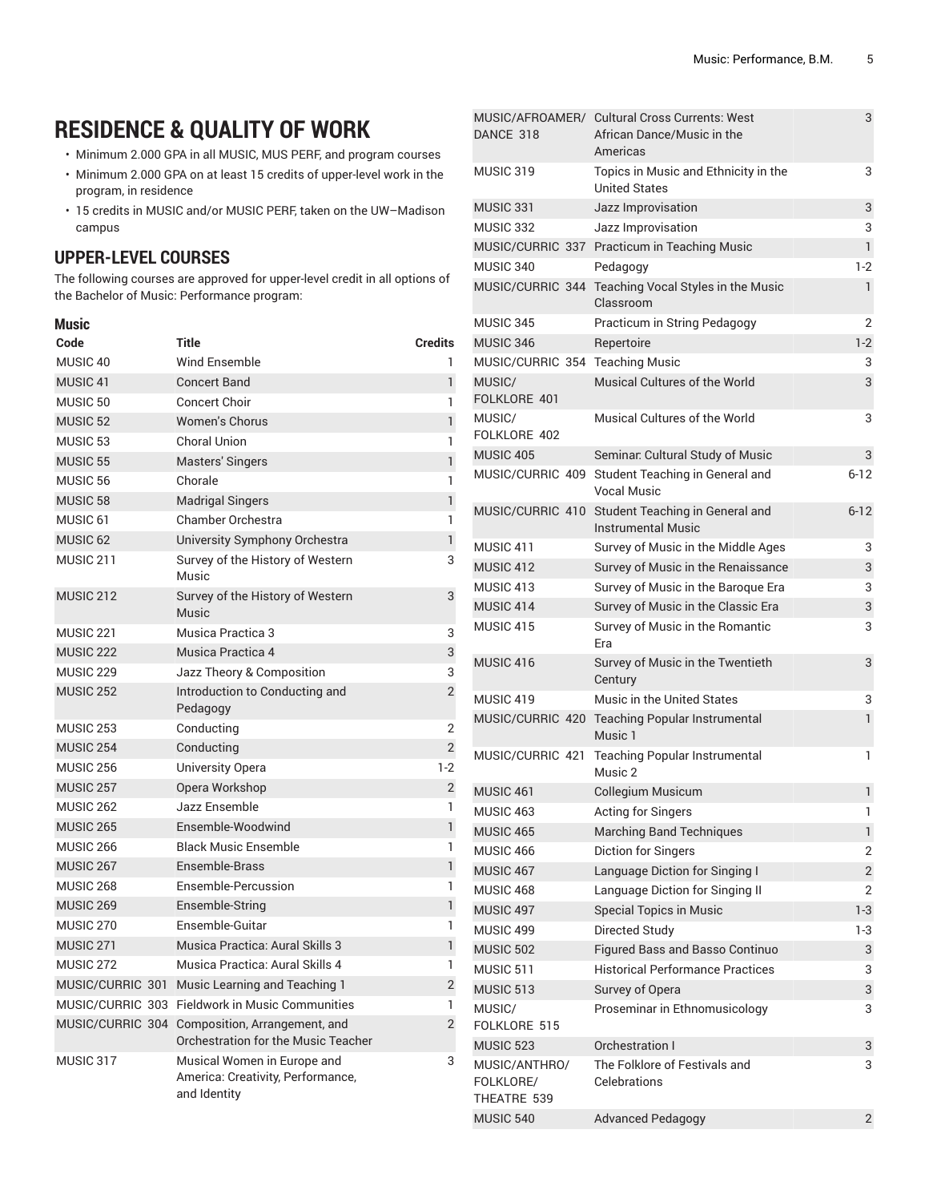# RESIDENCE & QUALITY OF WORK

- Minimum 2.000 GPA in all MUSIC, MUS PERF, and program courses
- Minimum 2.000 GPA on at least 15 credits of upper-level work in the program, in residence
- 15 credits in MUSIC and/or MUSIC PERF, taken on the UW–Madison campus

## UPPER-LEVEL COURSES

The following courses are approved for upper-level credit in all options of the Bachelor of Music: Performance program:

### Music

| Code | Title | Credits |
|---|---|---|
| MUSIC 40 | Wind Ensemble | 1 |
| MUSIC 41 | Concert Band | 1 |
| MUSIC 50 | Concert Choir | 1 |
| MUSIC 52 | Women's Chorus | 1 |
| MUSIC 53 | Choral Union | 1 |
| MUSIC 55 | Masters' Singers | 1 |
| MUSIC 56 | Chorale | 1 |
| MUSIC 58 | Madrigal Singers | 1 |
| MUSIC 61 | Chamber Orchestra | 1 |
| MUSIC 62 | University Symphony Orchestra | 1 |
| MUSIC 211 | Survey of the History of Western Music | 3 |
| MUSIC 212 | Survey of the History of Western Music | 3 |
| MUSIC 221 | Musica Practica 3 | 3 |
| MUSIC 222 | Musica Practica 4 | 3 |
| MUSIC 229 | Jazz Theory & Composition | 3 |
| MUSIC 252 | Introduction to Conducting and Pedagogy | 2 |
| MUSIC 253 | Conducting | 2 |
| MUSIC 254 | Conducting | 2 |
| MUSIC 256 | University Opera | 1-2 |
| MUSIC 257 | Opera Workshop | 2 |
| MUSIC 262 | Jazz Ensemble | 1 |
| MUSIC 265 | Ensemble-Woodwind | 1 |
| MUSIC 266 | Black Music Ensemble | 1 |
| MUSIC 267 | Ensemble-Brass | 1 |
| MUSIC 268 | Ensemble-Percussion | 1 |
| MUSIC 269 | Ensemble-String | 1 |
| MUSIC 270 | Ensemble-Guitar | 1 |
| MUSIC 271 | Musica Practica: Aural Skills 3 | 1 |
| MUSIC 272 | Musica Practica: Aural Skills 4 | 1 |
| MUSIC/CURRIC 301 | Music Learning and Teaching 1 | 2 |
| MUSIC/CURRIC 303 | Fieldwork in Music Communities | 1 |
| MUSIC/CURRIC 304 | Composition, Arrangement, and Orchestration for the Music Teacher | 2 |
| MUSIC 317 | Musical Women in Europe and America: Creativity, Performance, and Identity | 3 |
| MUSIC/AFROAMER/ DANCE 318 | Cultural Cross Currents: West African Dance/Music in the Americas | 3 |
| MUSIC 319 | Topics in Music and Ethnicity in the United States | 3 |
| MUSIC 331 | Jazz Improvisation | 3 |
| MUSIC 332 | Jazz Improvisation | 3 |
| MUSIC/CURRIC 337 | Practicum in Teaching Music | 1 |
| MUSIC 340 | Pedagogy | 1-2 |
| MUSIC/CURRIC 344 | Teaching Vocal Styles in the Music Classroom | 1 |
| MUSIC 345 | Practicum in String Pedagogy | 2 |
| MUSIC 346 | Repertoire | 1-2 |
| MUSIC/CURRIC 354 | Teaching Music | 3 |
| MUSIC/ FOLKLORE 401 | Musical Cultures of the World | 3 |
| MUSIC/ FOLKLORE 402 | Musical Cultures of the World | 3 |
| MUSIC 405 | Seminar: Cultural Study of Music | 3 |
| MUSIC/CURRIC 409 | Student Teaching in General and Vocal Music | 6-12 |
| MUSIC/CURRIC 410 | Student Teaching in General and Instrumental Music | 6-12 |
| MUSIC 411 | Survey of Music in the Middle Ages | 3 |
| MUSIC 412 | Survey of Music in the Renaissance | 3 |
| MUSIC 413 | Survey of Music in the Baroque Era | 3 |
| MUSIC 414 | Survey of Music in the Classic Era | 3 |
| MUSIC 415 | Survey of Music in the Romantic Era | 3 |
| MUSIC 416 | Survey of Music in the Twentieth Century | 3 |
| MUSIC 419 | Music in the United States | 3 |
| MUSIC/CURRIC 420 | Teaching Popular Instrumental Music 1 | 1 |
| MUSIC/CURRIC 421 | Teaching Popular Instrumental Music 2 | 1 |
| MUSIC 461 | Collegium Musicum | 1 |
| MUSIC 463 | Acting for Singers | 1 |
| MUSIC 465 | Marching Band Techniques | 1 |
| MUSIC 466 | Diction for Singers | 2 |
| MUSIC 467 | Language Diction for Singing I | 2 |
| MUSIC 468 | Language Diction for Singing II | 2 |
| MUSIC 497 | Special Topics in Music | 1-3 |
| MUSIC 499 | Directed Study | 1-3 |
| MUSIC 502 | Figured Bass and Basso Continuo | 3 |
| MUSIC 511 | Historical Performance Practices | 3 |
| MUSIC 513 | Survey of Opera | 3 |
| MUSIC/ FOLKLORE 515 | Proseminar in Ethnomusicology | 3 |
| MUSIC 523 | Orchestration I | 3 |
| MUSIC/ANTHRO/ FOLKLORE/ THEATRE 539 | The Folklore of Festivals and Celebrations | 3 |
| MUSIC 540 | Advanced Pedagogy | 2 |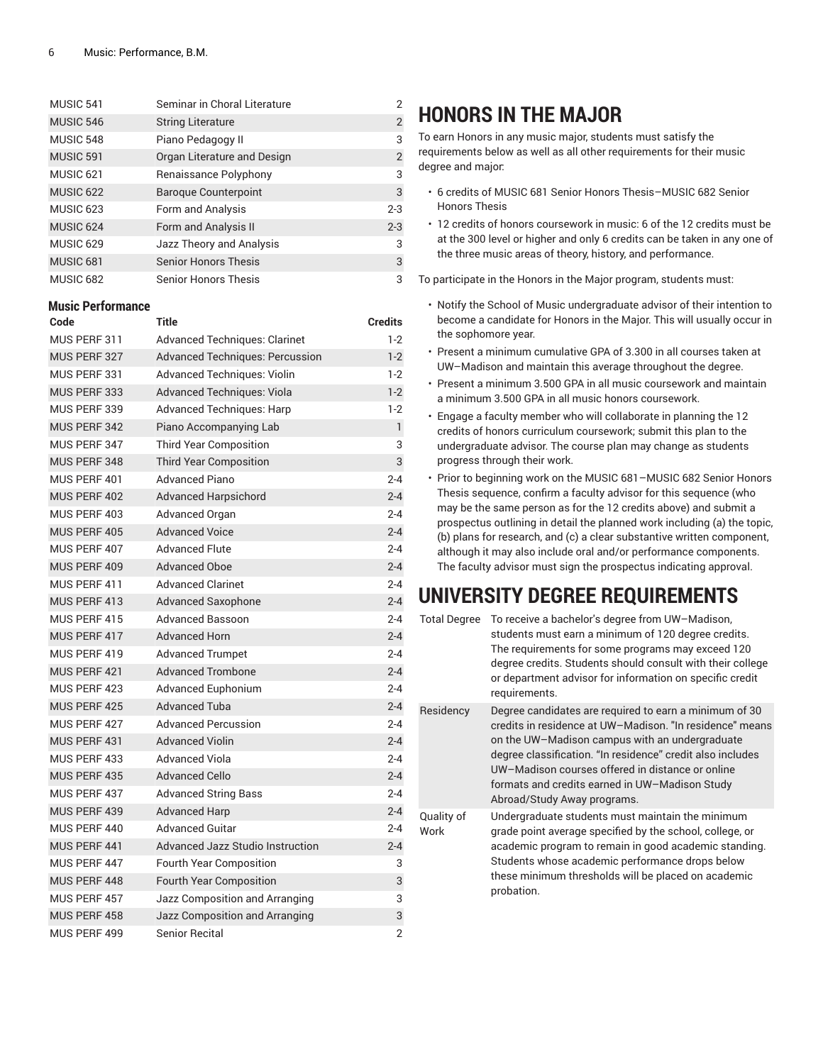| | | |
|---|---|---|
| MUSIC 541 | Seminar in Choral Literature | 2 |
| MUSIC 546 | String Literature | 2 |
| MUSIC 548 | Piano Pedagogy II | 3 |
| MUSIC 591 | Organ Literature and Design | 2 |
| MUSIC 621 | Renaissance Polyphony | 3 |
| MUSIC 622 | Baroque Counterpoint | 3 |
| MUSIC 623 | Form and Analysis | 2-3 |
| MUSIC 624 | Form and Analysis II | 2-3 |
| MUSIC 629 | Jazz Theory and Analysis | 3 |
| MUSIC 681 | Senior Honors Thesis | 3 |
| MUSIC 682 | Senior Honors Thesis | 3 |

#### Music Performance

| Code | Title | Credits |
|---|---|---|
| MUS PERF 311 | Advanced Techniques: Clarinet | 1-2 |
| MUS PERF 327 | Advanced Techniques: Percussion | 1-2 |
| MUS PERF 331 | Advanced Techniques: Violin | 1-2 |
| MUS PERF 333 | Advanced Techniques: Viola | 1-2 |
| MUS PERF 339 | Advanced Techniques: Harp | 1-2 |
| MUS PERF 342 | Piano Accompanying Lab | 1 |
| MUS PERF 347 | Third Year Composition | 3 |
| MUS PERF 348 | Third Year Composition | 3 |
| MUS PERF 401 | Advanced Piano | 2-4 |
| MUS PERF 402 | Advanced Harpsichord | 2-4 |
| MUS PERF 403 | Advanced Organ | 2-4 |
| MUS PERF 405 | Advanced Voice | 2-4 |
| MUS PERF 407 | Advanced Flute | 2-4 |
| MUS PERF 409 | Advanced Oboe | 2-4 |
| MUS PERF 411 | Advanced Clarinet | 2-4 |
| MUS PERF 413 | Advanced Saxophone | 2-4 |
| MUS PERF 415 | Advanced Bassoon | 2-4 |
| MUS PERF 417 | Advanced Horn | 2-4 |
| MUS PERF 419 | Advanced Trumpet | 2-4 |
| MUS PERF 421 | Advanced Trombone | 2-4 |
| MUS PERF 423 | Advanced Euphonium | 2-4 |
| MUS PERF 425 | Advanced Tuba | 2-4 |
| MUS PERF 427 | Advanced Percussion | 2-4 |
| MUS PERF 431 | Advanced Violin | 2-4 |
| MUS PERF 433 | Advanced Viola | 2-4 |
| MUS PERF 435 | Advanced Cello | 2-4 |
| MUS PERF 437 | Advanced String Bass | 2-4 |
| MUS PERF 439 | Advanced Harp | 2-4 |
| MUS PERF 440 | Advanced Guitar | 2-4 |
| MUS PERF 441 | Advanced Jazz Studio Instruction | 2-4 |
| MUS PERF 447 | Fourth Year Composition | 3 |
| MUS PERF 448 | Fourth Year Composition | 3 |
| MUS PERF 457 | Jazz Composition and Arranging | 3 |
| MUS PERF 458 | Jazz Composition and Arranging | 3 |
| MUS PERF 499 | Senior Recital | 2 |

# HONORS IN THE MAJOR

To earn Honors in any music major, students must satisfy the requirements below as well as all other requirements for their music degree and major:

- 6 credits of MUSIC 681 Senior Honors Thesis–MUSIC 682 Senior Honors Thesis
- 12 credits of honors coursework in music: 6 of the 12 credits must be at the 300 level or higher and only 6 credits can be taken in any one of the three music areas of theory, history, and performance.

To participate in the Honors in the Major program, students must:

- Notify the School of Music undergraduate advisor of their intention to become a candidate for Honors in the Major. This will usually occur in the sophomore year.
- Present a minimum cumulative GPA of 3.300 in all courses taken at UW–Madison and maintain this average throughout the degree.
- Present a minimum 3.500 GPA in all music coursework and maintain a minimum 3.500 GPA in all music honors coursework.
- Engage a faculty member who will collaborate in planning the 12 credits of honors curriculum coursework; submit this plan to the undergraduate advisor. The course plan may change as students progress through their work.
- Prior to beginning work on the MUSIC 681–MUSIC 682 Senior Honors Thesis sequence, confirm a faculty advisor for this sequence (who may be the same person as for the 12 credits above) and submit a prospectus outlining in detail the planned work including (a) the topic, (b) plans for research, and (c) a clear substantive written component, although it may also include oral and/or performance components. The faculty advisor must sign the prospectus indicating approval.

# UNIVERSITY DEGREE REQUIREMENTS

| | |
|---|---|
| Total Degree | To receive a bachelor's degree from UW–Madison, students must earn a minimum of 120 degree credits. The requirements for some programs may exceed 120 degree credits. Students should consult with their college or department advisor for information on specific credit requirements. |
| Residency | Degree candidates are required to earn a minimum of 30 credits in residence at UW–Madison. "In residence" means on the UW–Madison campus with an undergraduate degree classification. "In residence" credit also includes UW–Madison courses offered in distance or online formats and credits earned in UW–Madison Study Abroad/Study Away programs. |
| Quality of Work | Undergraduate students must maintain the minimum grade point average specified by the school, college, or academic program to remain in good academic standing. Students whose academic performance drops below these minimum thresholds will be placed on academic probation. |